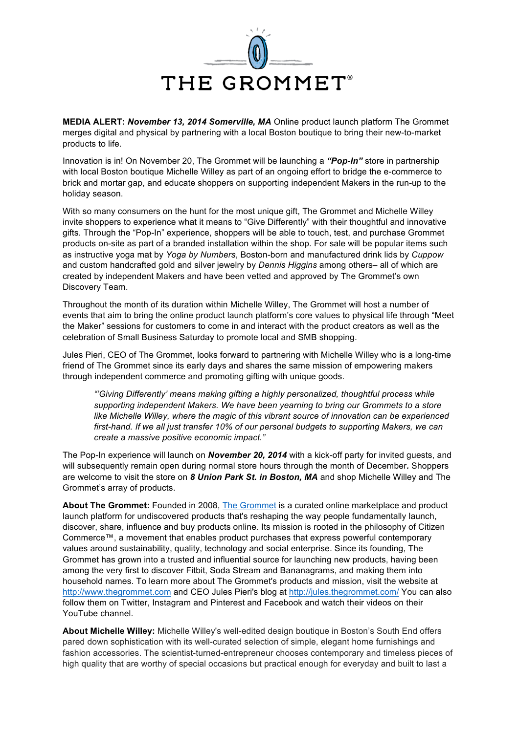# THE GROMMET®

**MEDIA ALERT:** ***November 13, 2014 Somerville, MA*** Online product launch platform The Grommet merges digital and physical by partnering with a local Boston boutique to bring their new-to-market products to life.

Innovation is in! On November 20, The Grommet will be launching a ***"Pop-In"*** store in partnership with local Boston boutique Michelle Willey as part of an ongoing effort to bridge the e-commerce to brick and mortar gap, and educate shoppers on supporting independent Makers in the run-up to the holiday season.

With so many consumers on the hunt for the most unique gift, The Grommet and Michelle Willey invite shoppers to experience what it means to "Give Differently" with their thoughtful and innovative gifts. Through the "Pop-In" experience, shoppers will be able to touch, test, and purchase Grommet products on-site as part of a branded installation within the shop. For sale will be popular items such as instructive yoga mat by *Yoga by Numbers*, Boston-born and manufactured drink lids by *Cuppow* and custom handcrafted gold and silver jewelry by *Dennis Higgins* among others– all of which are created by independent Makers and have been vetted and approved by The Grommet's own Discovery Team.

Throughout the month of its duration within Michelle Willey, The Grommet will host a number of events that aim to bring the online product launch platform's core values to physical life through "Meet the Maker" sessions for customers to come in and interact with the product creators as well as the celebration of Small Business Saturday to promote local and SMB shopping.

Jules Pieri, CEO of The Grommet, looks forward to partnering with Michelle Willey who is a long-time friend of The Grommet since its early days and shares the same mission of empowering makers through independent commerce and promoting gifting with unique goods.

> *"'Giving Differently' means making gifting a highly personalized, thoughtful process while supporting independent Makers. We have been yearning to bring our Grommets to a store like Michelle Willey, where the magic of this vibrant source of innovation can be experienced first-hand. If we all just transfer 10% of our personal budgets to supporting Makers, we can create a massive positive economic impact."*

The Pop-In experience will launch on ***November 20, 2014*** with a kick-off party for invited guests, and will subsequently remain open during normal store hours through the month of December. Shoppers are welcome to visit the store on ***8 Union Park St. in Boston, MA*** and shop Michelle Willey and The Grommet's array of products.

**About The Grommet:** Founded in 2008, The Grommet is a curated online marketplace and product launch platform for undiscovered products that's reshaping the way people fundamentally launch, discover, share, influence and buy products online. Its mission is rooted in the philosophy of Citizen Commerce™, a movement that enables product purchases that express powerful contemporary values around sustainability, quality, technology and social enterprise. Since its founding, The Grommet has grown into a trusted and influential source for launching new products, having been among the very first to discover Fitbit, Soda Stream and Bananagrams, and making them into household names. To learn more about The Grommet's products and mission, visit the website at http://www.thegrommet.com and CEO Jules Pieri's blog at http://jules.thegrommet.com/ You can also follow them on Twitter, Instagram and Pinterest and Facebook and watch their videos on their YouTube channel.

**About Michelle Willey:** Michelle Willey's well-edited design boutique in Boston's South End offers pared down sophistication with its well-curated selection of simple, elegant home furnishings and fashion accessories. The scientist-turned-entrepreneur chooses contemporary and timeless pieces of high quality that are worthy of special occasions but practical enough for everyday and built to last a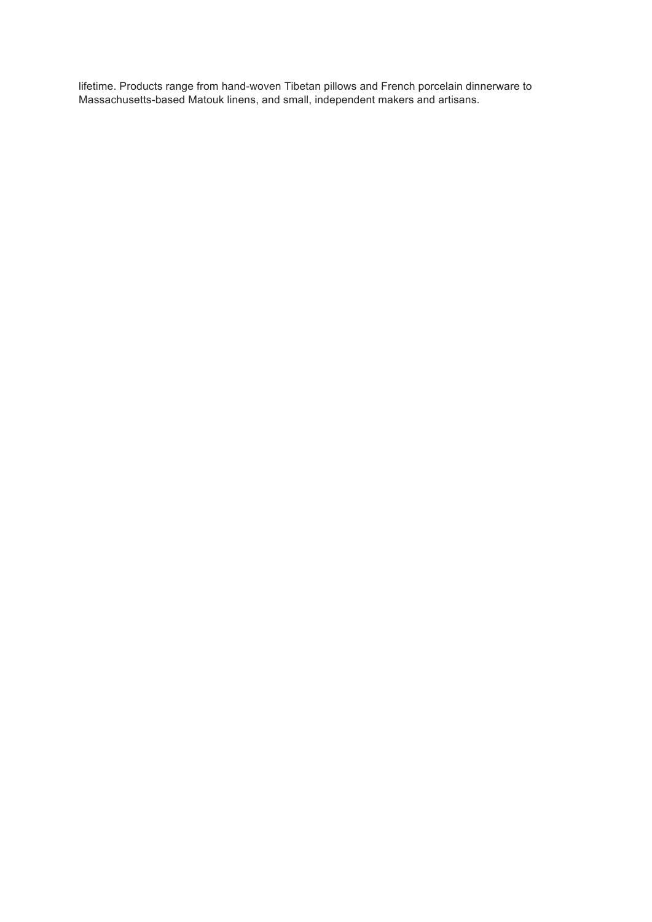lifetime. Products range from hand-woven Tibetan pillows and French porcelain dinnerware to Massachusetts-based Matouk linens, and small, independent makers and artisans.